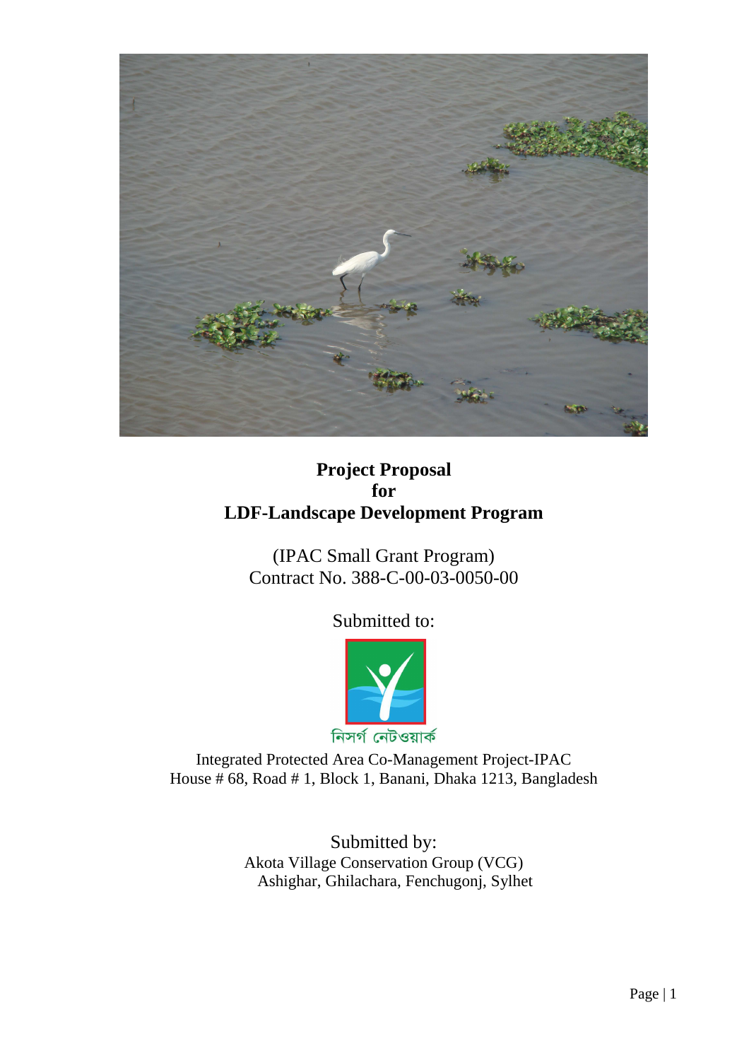# Project Proposal
# for
# LDF-Landscape Development Program

(IPAC Small Grant Program)
Contract No. 388-C-00-03-0050-00

Submitted to:

নিসর্গ নেটওয়ার্ক

Integrated Protected Area Co-Management Project-IPAC
House # 68, Road # 1, Block 1, Banani, Dhaka 1213, Bangladesh

Submitted by:
Akota Village Conservation Group (VCG)
Ashighar, Ghilachara, Fenchugonj, Sylhet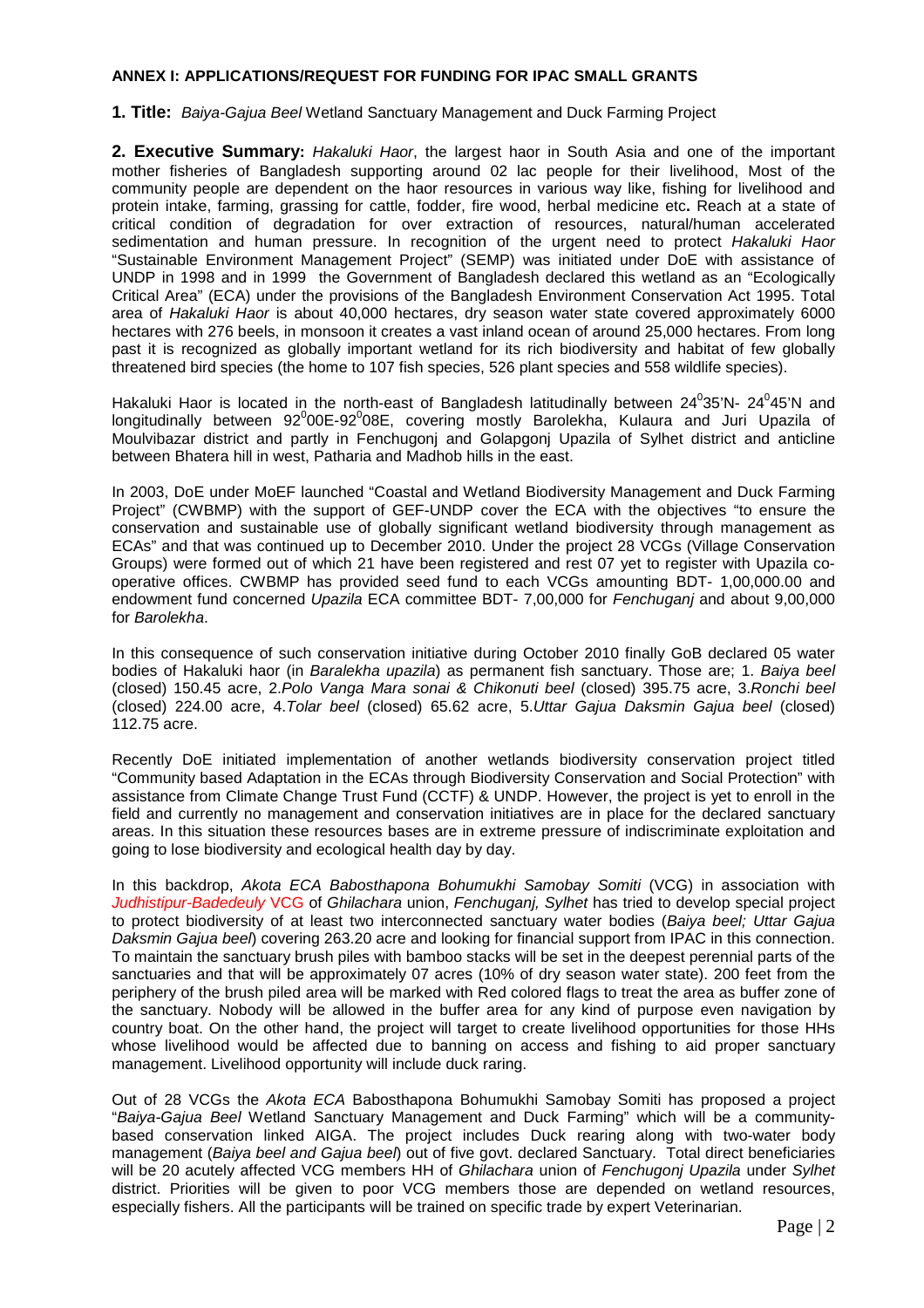**ANNEX I: APPLICATIONS/REQUEST FOR FUNDING FOR IPAC SMALL GRANTS**

**1. Title:** *Baiya-Gajua Beel* Wetland Sanctuary Management and Duck Farming Project

**2. Executive Summary:** *Hakaluki Haor*, the largest haor in South Asia and one of the important mother fisheries of Bangladesh supporting around 02 lac people for their livelihood, Most of the community people are dependent on the haor resources in various way like, fishing for livelihood and protein intake, farming, grassing for cattle, fodder, fire wood, herbal medicine etc**.** Reach at a state of critical condition of degradation for over extraction of resources, natural/human accelerated sedimentation and human pressure. In recognition of the urgent need to protect *Hakaluki Haor* "Sustainable Environment Management Project" (SEMP) was initiated under DoE with assistance of UNDP in 1998 and in 1999 the Government of Bangladesh declared this wetland as an "Ecologically Critical Area" (ECA) under the provisions of the Bangladesh Environment Conservation Act 1995. Total area of *Hakaluki Haor* is about 40,000 hectares, dry season water state covered approximately 6000 hectares with 276 beels, in monsoon it creates a vast inland ocean of around 25,000 hectares. From long past it is recognized as globally important wetland for its rich biodiversity and habitat of few globally threatened bird species (the home to 107 fish species, 526 plant species and 558 wildlife species).

Hakaluki Haor is located in the north-east of Bangladesh latitudinally between $24^0$35'N- $24^0$45'N and longitudinally between $92^0$00E-$92^0$08E, covering mostly Barolekha, Kulaura and Juri Upazila of Moulvibazar district and partly in Fenchugonj and Golapgonj Upazila of Sylhet district and anticline between Bhatera hill in west, Patharia and Madhob hills in the east.

In 2003, DoE under MoEF launched "Coastal and Wetland Biodiversity Management and Duck Farming Project" (CWBMP) with the support of GEF-UNDP cover the ECA with the objectives "to ensure the conservation and sustainable use of globally significant wetland biodiversity through management as ECAs" and that was continued up to December 2010. Under the project 28 VCGs (Village Conservation Groups) were formed out of which 21 have been registered and rest 07 yet to register with Upazila co-operative offices. CWBMP has provided seed fund to each VCGs amounting BDT- 1,00,000.00 and endowment fund concerned *Upazila* ECA committee BDT- 7,00,000 for *Fenchuganj* and about 9,00,000 for *Barolekha*.

In this consequence of such conservation initiative during October 2010 finally GoB declared 05 water bodies of Hakaluki haor (in *Baralekha upazila*) as permanent fish sanctuary. Those are; 1. *Baiya beel* (closed) 150.45 acre, 2.*Polo Vanga Mara sonai & Chikonuti beel* (closed) 395.75 acre, 3.*Ronchi beel* (closed) 224.00 acre, 4.*Tolar beel* (closed) 65.62 acre, 5.*Uttar Gajua Daksmin Gajua beel* (closed) 112.75 acre.

Recently DoE initiated implementation of another wetlands biodiversity conservation project titled "Community based Adaptation in the ECAs through Biodiversity Conservation and Social Protection" with assistance from Climate Change Trust Fund (CCTF) & UNDP. However, the project is yet to enroll in the field and currently no management and conservation initiatives are in place for the declared sanctuary areas. In this situation these resources bases are in extreme pressure of indiscriminate exploitation and going to lose biodiversity and ecological health day by day.

In this backdrop, *Akota ECA Babosthapona Bohumukhi Samobay Somiti* (VCG) in association with *Judhistipur-Badedeuly* VCG of *Ghilachara* union, *Fenchuganj, Sylhet* has tried to develop special project to protect biodiversity of at least two interconnected sanctuary water bodies (*Baiya beel; Uttar Gajua Daksmin Gajua beel*) covering 263.20 acre and looking for financial support from IPAC in this connection. To maintain the sanctuary brush piles with bamboo stacks will be set in the deepest perennial parts of the sanctuaries and that will be approximately 07 acres (10% of dry season water state). 200 feet from the periphery of the brush piled area will be marked with Red colored flags to treat the area as buffer zone of the sanctuary. Nobody will be allowed in the buffer area for any kind of purpose even navigation by country boat. On the other hand, the project will target to create livelihood opportunities for those HHs whose livelihood would be affected due to banning on access and fishing to aid proper sanctuary management. Livelihood opportunity will include duck raring.

Out of 28 VCGs the *Akota ECA* Babosthapona Bohumukhi Samobay Somiti has proposed a project "*Baiya-Gajua Beel* Wetland Sanctuary Management and Duck Farming" which will be a community-based conservation linked AIGA. The project includes Duck rearing along with two-water body management (*Baiya beel and Gajua beel*) out of five govt. declared Sanctuary. Total direct beneficiaries will be 20 acutely affected VCG members HH of *Ghilachara* union of *Fenchugonj Upazila* under *Sylhet* district. Priorities will be given to poor VCG members those are depended on wetland resources, especially fishers. All the participants will be trained on specific trade by expert Veterinarian.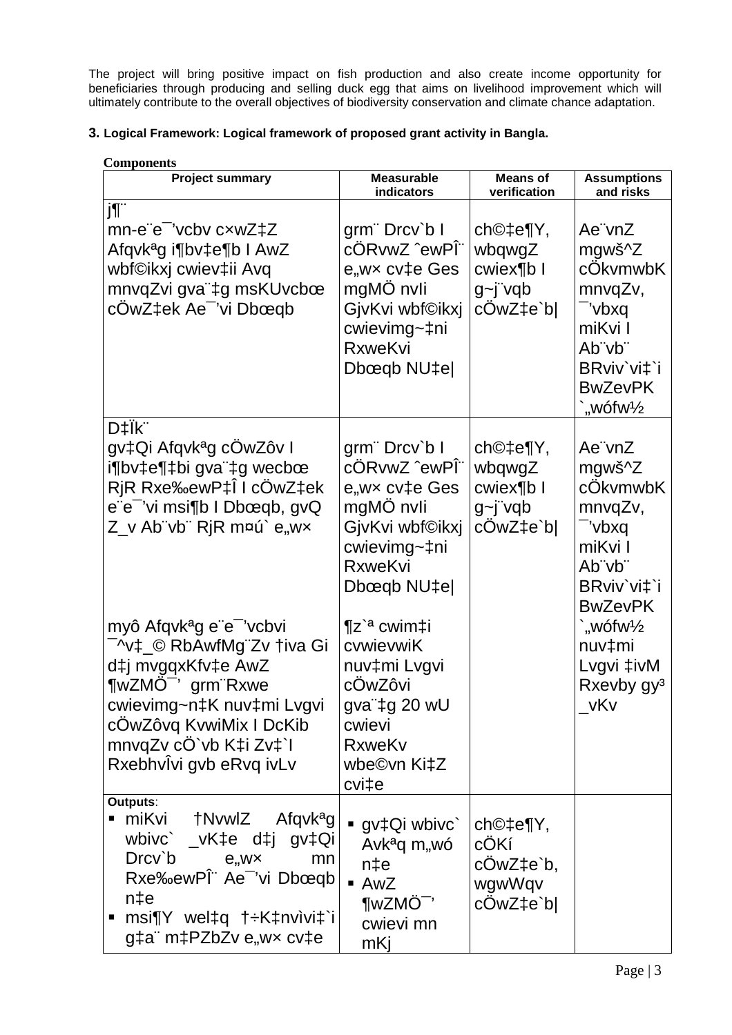The project will bring positive impact on fish production and also create income opportunity for beneficiaries through producing and selling duck egg that aims on livelihood improvement which will ultimately contribute to the overall objectives of biodiversity conservation and climate chance adaptation.

**3. Logical Framework: Logical framework of proposed grant activity in Bangla.**

**Components**

| Project summary | Measurable indicators | Means of verification | Assumptions and risks |
|---|---|---|---|
| j¶¨ mn-e¨e¯'vcbv c×wZ‡Z Afqvkªg i¶bv‡e¶b I AwZ wbf©ikxj cwiev‡ii Avq mnvqZvi gva¨‡g msKUvcbœ cÖwZ‡ek Ae¯'vi Dbœqb | grm¨ Drcv`b I cÖRvwZ ˆewPÎ¨ e„w× cv‡e Ges mgMÖ nvIi GjvKvi wbf©ikxj cwievimg~‡ni RxweKvi Dbœqb NU‡e\| | ch©‡e¶Y, wbqwgZ cwiex¶b I g~j¨vqb cÖwZ‡e`b\| | Ae¨vnZ mgwš^Z cÖkvmwbK mnvqZv, ¯'vbxq miKvi I Ab¨vb¨ BRviv`vi‡`i BwZevPK `„wófw½ |
| D‡Ïk¨ gv‡Qi Afqvkªg cÖwZôv I i¶bv‡e¶‡bi gva¨‡g wecbœ RjR Rxe‰ewP‡Î I cÖwZ‡ek e¨e¯'vi msi¶b I Dbœqb, gvQ Z_v Ab¨vb¨ RjR m¤ú` e„w×<br><br>myô Afqvkªg e¨e¯'vcbvi ¯^v‡_© RbAwfMg¨Zv †iva Gi d‡j mvgqxKfv‡e AwZ ¶wZMÖ¯' grm¨Rxwe cwievimg~n‡K nuv‡mi Lvgvi cÖwZôvq KvwiMix I DcKib mnvqZv cÖ`vb K‡i Zv‡`I RxebhvÎvi gvb eRvq ivLv | grm¨ Drcv`b I cÖRvwZ ˆewPÎ¨ e„w× cv‡e Ges mgMÖ nvIi GjvKvi wbf©ikxj cwievimg~‡ni RxweKvi Dbœqb NU‡e\|<br><br>¶z`ª cwim‡i cvwievwiK nuv‡mi Lvgvi cÖwZôvi gva¨‡g 20 wU cwievi RxweKv wbe©vn Ki‡Z cvi‡e | ch©‡e¶Y, wbqwgZ cwiex¶b I g~j¨vqb cÖwZ‡e`b\| | Ae¨vnZ mgwš^Z cÖkvmwbK mnvqZv, ¯'vbxq miKvi I Ab¨vb¨ BRviv`vi‡`i BwZevPK `„wófw½ nuv‡mi Lvgvi ‡ivM Rxevby gy³ \_vKv |
| **Outputs**:<br>▪ miKvi †NvwlZ Afqvkªg wbivc` \_vK‡e d‡j gv‡Qi Drcv`b e„w× mn Rxe‰ewPÎ¨ Ae¯'vi Dbœqb n‡e<br>▪ msi¶Y wel‡q †÷K‡nvìvi‡`i g‡a¨ m‡PZbZv e„w× cv‡e | ▪ gv‡Qi wbivc` Avkªq m„wó n‡e<br>▪ AwZ ¶wZMÖ¯' cwievi mn mKj | ch©‡e¶Y, cÖKí cÖwZ‡e`b, wgwWqv cÖwZ‡e`b\| | |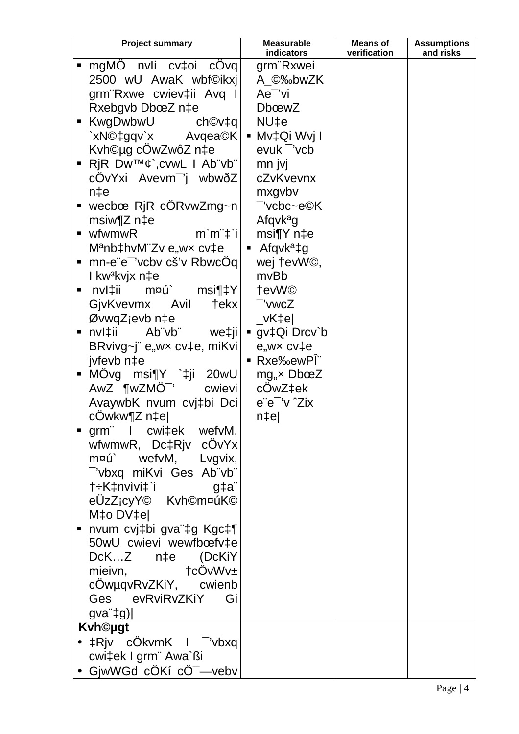| Project summary | Measurable indicators | Means of verification | Assumptions and risks |
|---|---|---|---|
| ▪ mgMÖ nvlí cv‡oi cÖvq 2500 wU AwaK wbf©ikxj grm¨Rxwe cwiev‡ii Avq I Rxebgvb DbœZ n‡e<br>▪ KwgDwbwU ch©v‡q `xN©‡gqv`x Avqea©K Kvh©µg cÖwZwôZ n‡e<br>▪ RjR Dw™¢`,cvwL I Ab¨vb¨ cÖvYxi Avevm¯'j wbwðZ n‡e<br>▪ wecbœ RjR cÖRvwZmg~n msiw¶Z n‡e<br>▪ wfwmwR m`m¨‡`i Mªnb‡hvM¨Zv e„w× cv‡e<br>▪ mn-e¨e¯'vcbv cš'v RbwcÖq I kw³kvjx n‡e<br>▪ nvl‡ii m¤ú` msi¶‡Y GjvKvevmx Avil †ekx ØvwqZ¡evb n‡e<br>▪ nvl‡ii Ab¨vb¨ we‡ji BRvivg~j¨ e„w× cv‡e, miKvi jvfevb n‡e<br>▪ MÖvg msi¶Y `‡ji 20wU AwZ ¶wZMÖ¯' cwievi AvaywbK nvum cvj‡bi Dci cÖwkw¶Z n‡e\|<br>▪ grm¨ I cwi‡ek wefvM, wfwmwR, Dc‡Rjv cÖvYx m¤ú` wefvM, Lvgvix, ¯'vbxq miKvi Ges Ab¨vb¨ †÷K‡nvìvi‡`i g‡a¨ eÜzZ¡cyY© Kvh©m¤úK© M‡o DV‡e\|<br>▪ nvum cvj‡bi gva¨‡g Kgc‡¶ 50wU cwievi wewfbœfv‡e DcK…Z n‡e (DcKiY mieivn, †cÖvWv± cÖwµqvRvZKiY, cwienb Ges evRviRvZKiY Gi gva¨‡g)\| | grm¨Rxwei A_©‰bwZK Ae¯'vi DbœwZ NU‡e<br>▪ Mv‡Qi Wvj I evuk ¯'vcb mn jvj cZvKvevnx mxgvbv ¯'vcbc~e©K Afqvkªg msi¶Y n‡e<br>▪ Afqvkª‡g wej †evW©, mvBb †evW© ¯'vwcZ _vK‡e\|<br>▪ gv‡Qi Drcv`b e„w× cv‡e<br>▪ Rxe‰ewPÎ¨ mg„× DbœZ cÖwZ‡ek e¨e¯'v ˆZix n‡e\| | | |
| **Kvh©µgt**<br>• ‡Rjv cÖkvmK I ¯'vbxq cwi‡ek I grm¨ Awa`ßi<br>• GjwWGd cÖKí cÖ¯—vebv | | | |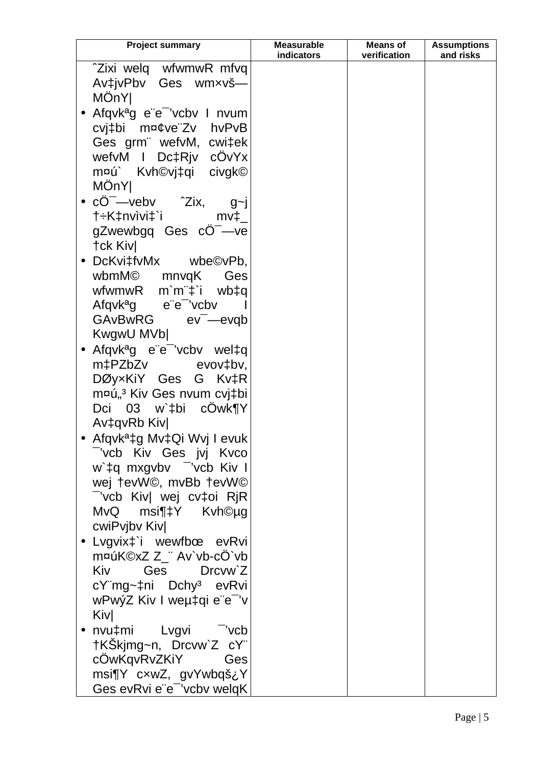| Project summary | Measurable indicators | Means of verification | Assumptions and risks |
|---|---|---|---|
| ˆZixi welq wfwmwR mfvq Av‡jvPbv Ges wm×vš— MÖnY\|<br>• Afqvkªg e¨e¯’vcbv I nvum cvj‡bi m¤¢ve¨Zv hvPvB Ges grm¨ wefvM, cwi‡ek wefvM I Dc‡Rjv cÖvYx m¤ú` Kvh©vj‡qi civgk© MÖnY\|<br>• cÖ¯—vebv ˆZix, g~j †÷K‡nvìvi‡`i mv‡\_ gZwewbgq Ges cÖ¯—ve †ck Kiv\|<br>• DcKvi‡fvMx wbe©vPb, wbmM© mnvqK Ges wfwmwR m`m¨‡`i wb‡q Afqvkªg e¨e¯’vcbv I GAvBwRG ev¯—evqb KwgwU MVb\|<br>• Afqvkªg e¨e¯’vcbv wel‡q m‡PZbZv evov‡bv, DØy×KiY Ges G Kv‡R m¤ú„³ Kiv Ges nvum cvj‡bi Dci 03 w`‡bi cÖwk¶Y Av‡qvRb Kiv\|<br>• Afqvkª‡g Mv‡Qi Wvj I evuk ¯’vcb Kiv Ges jvj Kvco w`‡q mxgvbv ¯’vcb Kiv I wej †evW©, mvBb †evW© ¯’vcb Kiv\| wej cv‡oi RjR MvQ msi¶‡Y Kvh©µg cwiPvjbv Kiv\|<br>• Lvgvix‡`i wewfbœ evRvi m¤úK©xZ Z\_¨ Av`vb-cÖ`vb Kiv Ges Drcvw`Z cY¨mg~‡ni Dchy³ evRvi wPwýZ Kiv I weµ‡qi e¨e¯’v Kiv\|<br>• nvu‡mi Lvgvi ¯’vcb †KŠkjmg~n, Drcvw`Z cY¨ cÖwKqvRvZKiY Ges msi¶Y c×wZ, gvYwbqš¿Y Ges evRvi e¨e¯’vcbv welqK | | | |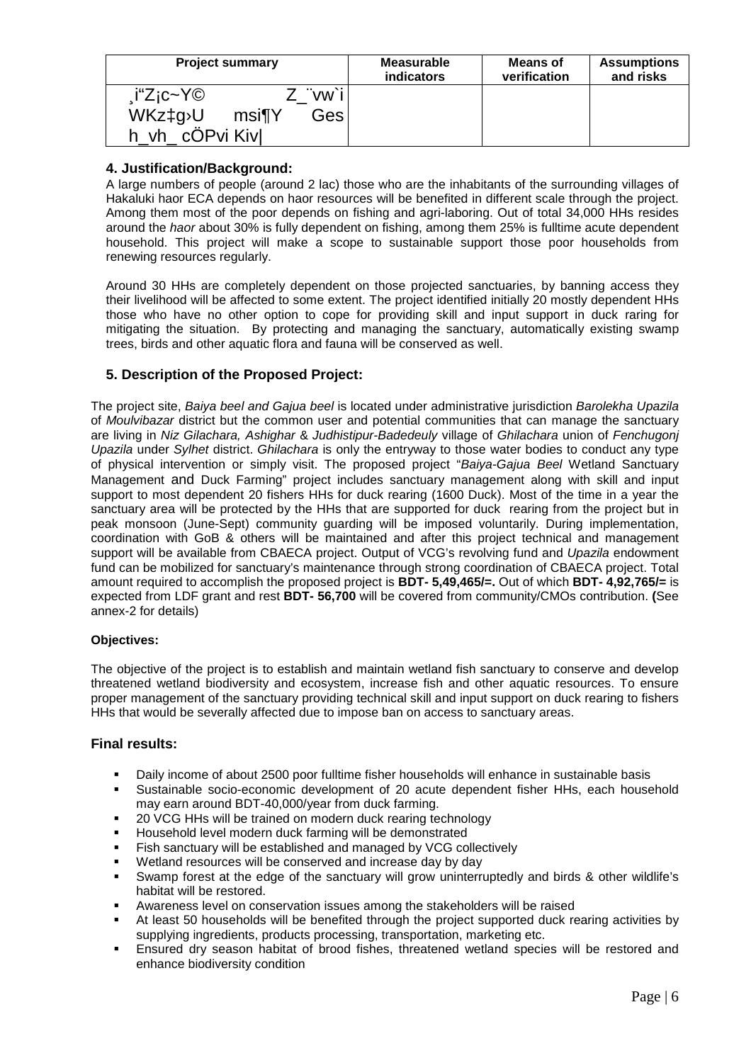| Project summary | Measurable indicators | Means of verification | Assumptions and risks |
|---|---|---|---|
| ¸i"Z¡c~Y© Z_¨vw`i WKz‡g›U msi¶Y Ges h_vh_ cÖPvi Kiv\| | | | |

### 4. Justification/Background:

A large numbers of people (around 2 lac) those who are the inhabitants of the surrounding villages of Hakaluki haor ECA depends on haor resources will be benefited in different scale through the project. Among them most of the poor depends on fishing and agri-laboring. Out of total 34,000 HHs resides around the *haor* about 30% is fully dependent on fishing, among them 25% is fulltime acute dependent household. This project will make a scope to sustainable support those poor households from renewing resources regularly.

Around 30 HHs are completely dependent on those projected sanctuaries, by banning access they their livelihood will be affected to some extent. The project identified initially 20 mostly dependent HHs those who have no other option to cope for providing skill and input support in duck raring for mitigating the situation. By protecting and managing the sanctuary, automatically existing swamp trees, birds and other aquatic flora and fauna will be conserved as well.

### 5. Description of the Proposed Project:

The project site, *Baiya beel and Gajua beel* is located under administrative jurisdiction *Barolekha Upazila* of *Moulvibazar* district but the common user and potential communities that can manage the sanctuary are living in *Niz Gilachara, Ashighar* & *Judhistipur-Badedeuly* village of *Ghilachara* union of *Fenchugonj Upazila* under *Sylhet* district. *Ghilachara* is only the entryway to those water bodies to conduct any type of physical intervention or simply visit. The proposed project "*Baiya-Gajua Beel* Wetland Sanctuary Management and Duck Farming" project includes sanctuary management along with skill and input support to most dependent 20 fishers HHs for duck rearing (1600 Duck). Most of the time in a year the sanctuary area will be protected by the HHs that are supported for duck rearing from the project but in peak monsoon (June-Sept) community guarding will be imposed voluntarily. During implementation, coordination with GoB & others will be maintained and after this project technical and management support will be available from CBAECA project. Output of VCG's revolving fund and *Upazila* endowment fund can be mobilized for sanctuary's maintenance through strong coordination of CBAECA project. Total amount required to accomplish the proposed project is **BDT- 5,49,465/=.** Out of which **BDT- 4,92,765/=** is expected from LDF grant and rest **BDT- 56,700** will be covered from community/CMOs contribution. **(**See annex-2 for details)

**Objectives:**

The objective of the project is to establish and maintain wetland fish sanctuary to conserve and develop threatened wetland biodiversity and ecosystem, increase fish and other aquatic resources. To ensure proper management of the sanctuary providing technical skill and input support on duck rearing to fishers HHs that would be severally affected due to impose ban on access to sanctuary areas.

### Final results:

- Daily income of about 2500 poor fulltime fisher households will enhance in sustainable basis
- Sustainable socio-economic development of 20 acute dependent fisher HHs, each household may earn around BDT-40,000/year from duck farming.
- 20 VCG HHs will be trained on modern duck rearing technology
- Household level modern duck farming will be demonstrated
- Fish sanctuary will be established and managed by VCG collectively
- Wetland resources will be conserved and increase day by day
- Swamp forest at the edge of the sanctuary will grow uninterruptedly and birds & other wildlife's habitat will be restored.
- Awareness level on conservation issues among the stakeholders will be raised
- At least 50 households will be benefited through the project supported duck rearing activities by supplying ingredients, products processing, transportation, marketing etc.
- Ensured dry season habitat of brood fishes, threatened wetland species will be restored and enhance biodiversity condition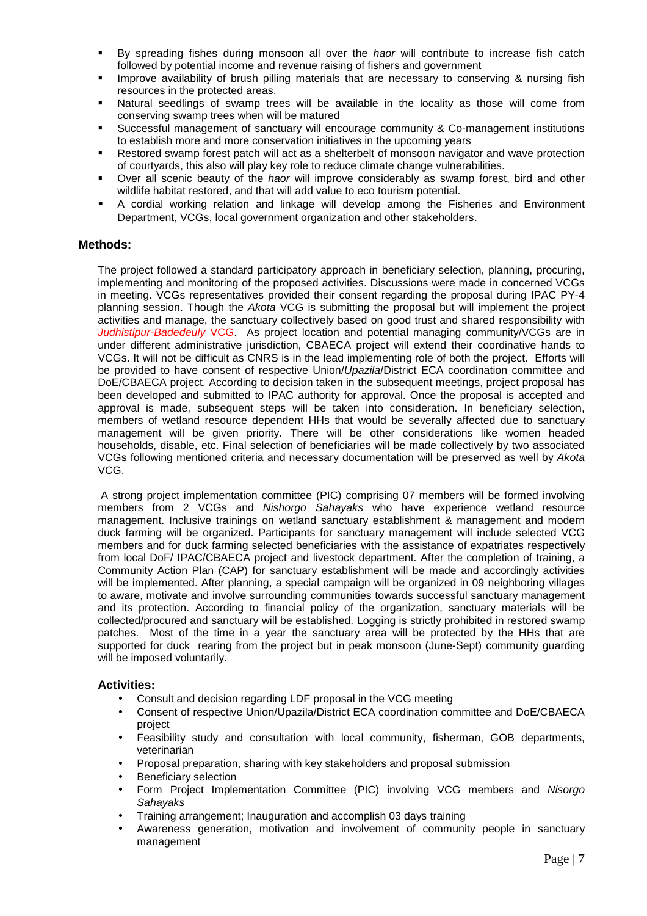- By spreading fishes during monsoon all over the *haor* will contribute to increase fish catch followed by potential income and revenue raising of fishers and government
- Improve availability of brush pilling materials that are necessary to conserving & nursing fish resources in the protected areas.
- Natural seedlings of swamp trees will be available in the locality as those will come from conserving swamp trees when will be matured
- Successful management of sanctuary will encourage community & Co-management institutions to establish more and more conservation initiatives in the upcoming years
- Restored swamp forest patch will act as a shelterbelt of monsoon navigator and wave protection of courtyards, this also will play key role to reduce climate change vulnerabilities.
- Over all scenic beauty of the *haor* will improve considerably as swamp forest, bird and other wildlife habitat restored, and that will add value to eco tourism potential.
- A cordial working relation and linkage will develop among the Fisheries and Environment Department, VCGs, local government organization and other stakeholders.

### Methods:

The project followed a standard participatory approach in beneficiary selection, planning, procuring, implementing and monitoring of the proposed activities. Discussions were made in concerned VCGs in meeting. VCGs representatives provided their consent regarding the proposal during IPAC PY-4 planning session. Though the *Akota* VCG is submitting the proposal but will implement the project activities and manage, the sanctuary collectively based on good trust and shared responsibility with *Judhistipur-Badedeuly* VCG. As project location and potential managing community/VCGs are in under different administrative jurisdiction, CBAECA project will extend their coordinative hands to VCGs. It will not be difficult as CNRS is in the lead implementing role of both the project. Efforts will be provided to have consent of respective Union/*Upazila*/District ECA coordination committee and DoE/CBAECA project. According to decision taken in the subsequent meetings, project proposal has been developed and submitted to IPAC authority for approval. Once the proposal is accepted and approval is made, subsequent steps will be taken into consideration. In beneficiary selection, members of wetland resource dependent HHs that would be severally affected due to sanctuary management will be given priority. There will be other considerations like women headed households, disable, etc. Final selection of beneficiaries will be made collectively by two associated VCGs following mentioned criteria and necessary documentation will be preserved as well by *Akota* VCG.

A strong project implementation committee (PIC) comprising 07 members will be formed involving members from 2 VCGs and *Nishorgo Sahayaks* who have experience wetland resource management. Inclusive trainings on wetland sanctuary establishment & management and modern duck farming will be organized. Participants for sanctuary management will include selected VCG members and for duck farming selected beneficiaries with the assistance of expatriates respectively from local DoF/ IPAC/CBAECA project and livestock department. After the completion of training, a Community Action Plan (CAP) for sanctuary establishment will be made and accordingly activities will be implemented. After planning, a special campaign will be organized in 09 neighboring villages to aware, motivate and involve surrounding communities towards successful sanctuary management and its protection. According to financial policy of the organization, sanctuary materials will be collected/procured and sanctuary will be established. Logging is strictly prohibited in restored swamp patches. Most of the time in a year the sanctuary area will be protected by the HHs that are supported for duck rearing from the project but in peak monsoon (June-Sept) community guarding will be imposed voluntarily.

### Activities:

- Consult and decision regarding LDF proposal in the VCG meeting
- Consent of respective Union/Upazila/District ECA coordination committee and DoE/CBAECA project
- Feasibility study and consultation with local community, fisherman, GOB departments, veterinarian
- Proposal preparation, sharing with key stakeholders and proposal submission
- Beneficiary selection
- Form Project Implementation Committee (PIC) involving VCG members and *Nisorgo Sahayaks*
- Training arrangement; Inauguration and accomplish 03 days training
- Awareness generation, motivation and involvement of community people in sanctuary management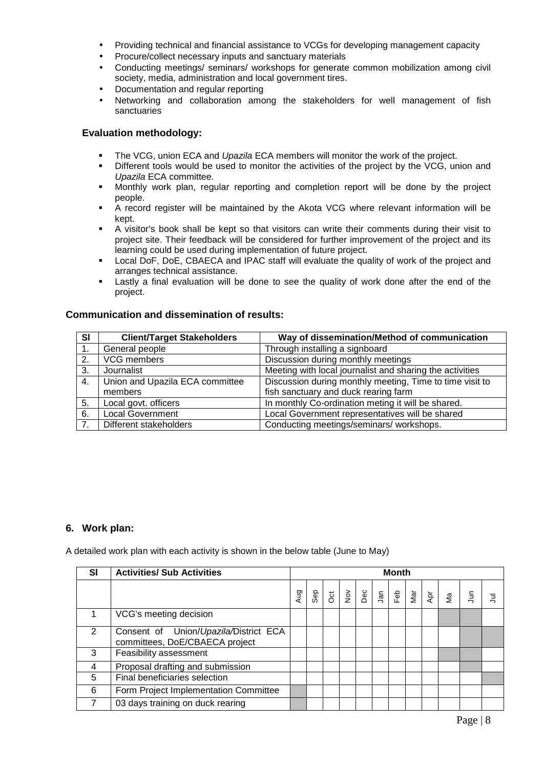- Providing technical and financial assistance to VCGs for developing management capacity
- Procure/collect necessary inputs and sanctuary materials
- Conducting meetings/ seminars/ workshops for generate common mobilization among civil society, media, administration and local government tires.
- Documentation and regular reporting
- Networking and collaboration among the stakeholders for well management of fish sanctuaries

### Evaluation methodology:

- The VCG, union ECA and *Upazila* ECA members will monitor the work of the project.
- Different tools would be used to monitor the activities of the project by the VCG, union and *Upazila* ECA committee.
- Monthly work plan, regular reporting and completion report will be done by the project people.
- A record register will be maintained by the Akota VCG where relevant information will be kept.
- A visitor's book shall be kept so that visitors can write their comments during their visit to project site. Their feedback will be considered for further improvement of the project and its learning could be used during implementation of future project.
- Local DoF, DoE, CBAECA and IPAC staff will evaluate the quality of work of the project and arranges technical assistance.
- Lastly a final evaluation will be done to see the quality of work done after the end of the project.

### Communication and dissemination of results:

| Sl | Client/Target Stakeholders | Way of dissemination/Method of communication |
|---|---|---|
| 1. | General people | Through installing a signboard |
| 2. | VCG members | Discussion during monthly meetings |
| 3. | Journalist | Meeting with local journalist and sharing the activities |
| 4. | Union and Upazila ECA committee members | Discussion during monthly meeting, Time to time visit to fish sanctuary and duck rearing farm |
| 5. | Local govt. officers | In monthly Co-ordination meting it will be shared. |
| 6. | Local Government | Local Government representatives will be shared |
| 7. | Different stakeholders | Conducting meetings/seminars/ workshops. |

## 6. Work plan:

A detailed work plan with each activity is shown in the below table (June to May)

| Sl | Activities/ Sub Activities | Month | | | | | | | | | | | |
|---|---|---|---|---|---|---|---|---|---|---|---|---|---|
| | | Aug | Sep | Oct | Nov | Dec | Jan | Feb | Mar | Apr | Ma | Jun | Jul |
| 1 | VCG's meeting decision | | | | | | | | | | ■ | ■ | |
| 2 | Consent of Union/*Upazila*/District ECA committees, DoE/CBAECA project | | | | | | | | | | | ■ | ■ |
| 3 | Feasibility assessment | | | | | | | | | | ■ | ■ | |
| 4 | Proposal drafting and submission | | | | | | | | | | | ■ | |
| 5 | Final beneficiaries selection | | | | | | | | | | | | ■ |
| 6 | Form Project Implementation Committee | ■ | | | | | | | | | | | |
| 7 | 03 days training on duck rearing | ■ | | | | | | | | | | | |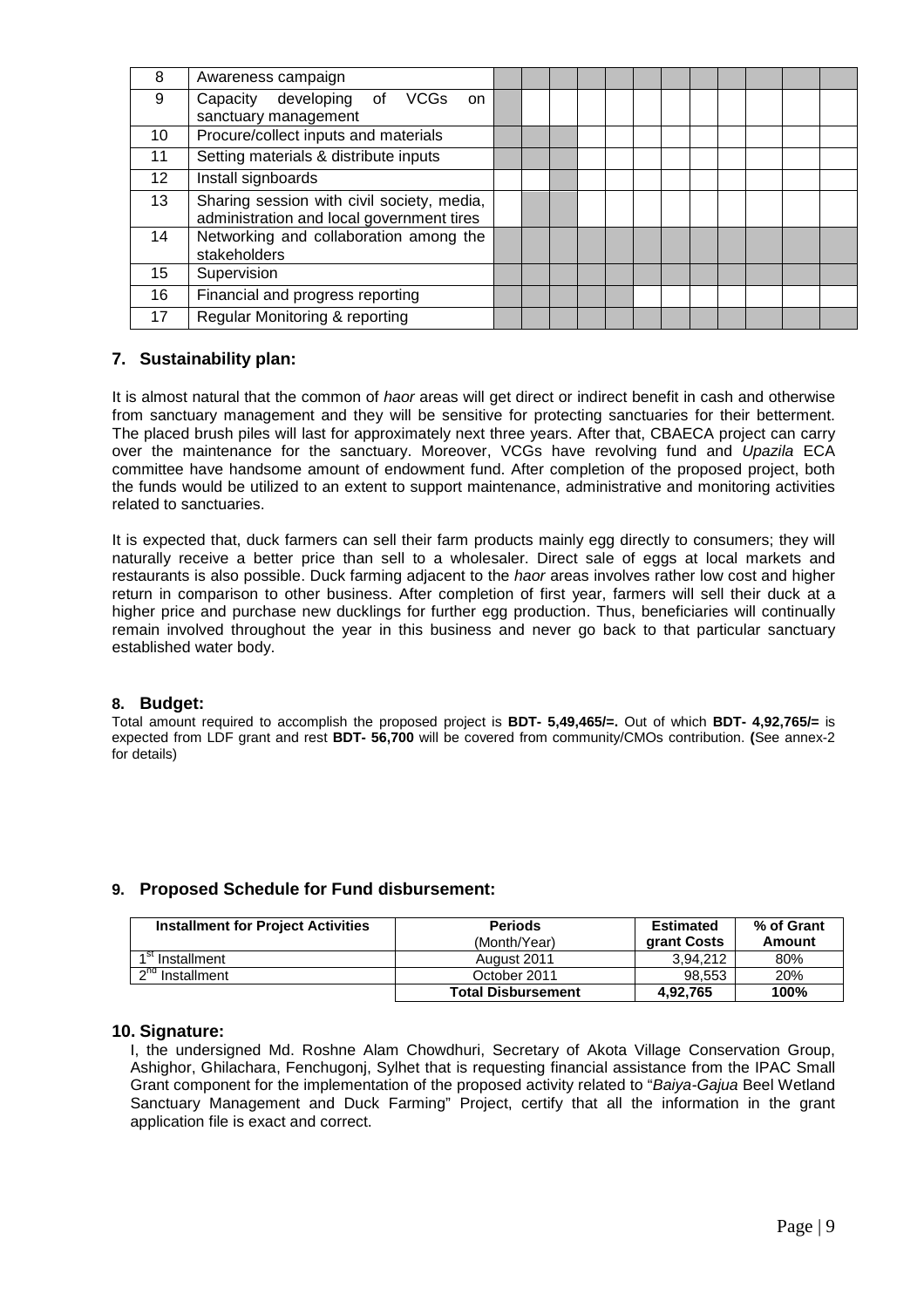| 8 | Awareness campaign | | | | | | | | | | | | |
|---|---|---|---|---|---|---|---|---|---|---|---|---|---|
| 9 | Capacity developing of VCGs on sanctuary management | | | | | | | | | | | | |
| 10 | Procure/collect inputs and materials | | | | | | | | | | | | |
| 11 | Setting materials & distribute inputs | | | | | | | | | | | | |
| 12 | Install signboards | | | | | | | | | | | | |
| 13 | Sharing session with civil society, media, administration and local government tires | | | | | | | | | | | | |
| 14 | Networking and collaboration among the stakeholders | | | | | | | | | | | | |
| 15 | Supervision | | | | | | | | | | | | |
| 16 | Financial and progress reporting | | | | | | | | | | | | |
| 17 | Regular Monitoring & reporting | | | | | | | | | | | | |

## 7. Sustainability plan:

It is almost natural that the common of *haor* areas will get direct or indirect benefit in cash and otherwise from sanctuary management and they will be sensitive for protecting sanctuaries for their betterment. The placed brush piles will last for approximately next three years. After that, CBAECA project can carry over the maintenance for the sanctuary. Moreover, VCGs have revolving fund and *Upazila* ECA committee have handsome amount of endowment fund. After completion of the proposed project, both the funds would be utilized to an extent to support maintenance, administrative and monitoring activities related to sanctuaries.

It is expected that, duck farmers can sell their farm products mainly egg directly to consumers; they will naturally receive a better price than sell to a wholesaler. Direct sale of eggs at local markets and restaurants is also possible. Duck farming adjacent to the *haor* areas involves rather low cost and higher return in comparison to other business. After completion of first year, farmers will sell their duck at a higher price and purchase new ducklings for further egg production. Thus, beneficiaries will continually remain involved throughout the year in this business and never go back to that particular sanctuary established water body.

## 8. Budget:

Total amount required to accomplish the proposed project is **BDT- 5,49,465/=.** Out of which **BDT- 4,92,765/=** is expected from LDF grant and rest **BDT- 56,700** will be covered from community/CMOs contribution. **(**See annex-2 for details)

## 9. Proposed Schedule for Fund disbursement:

| Installment for Project Activities | Periods (Month/Year) | Estimated grant Costs | % of Grant Amount |
|---|---|---|---|
| 1st Installment | August 2011 | 3,94,212 | 80% |
| 2nd Installment | October 2011 | 98,553 | 20% |
| | **Total Disbursement** | **4,92,765** | **100%** |

## 10. Signature:

I, the undersigned Md. Roshne Alam Chowdhuri, Secretary of Akota Village Conservation Group, Ashighor, Ghilachara, Fenchugonj, Sylhet that is requesting financial assistance from the IPAC Small Grant component for the implementation of the proposed activity related to "*Baiya-Gajua* Beel Wetland Sanctuary Management and Duck Farming" Project, certify that all the information in the grant application file is exact and correct.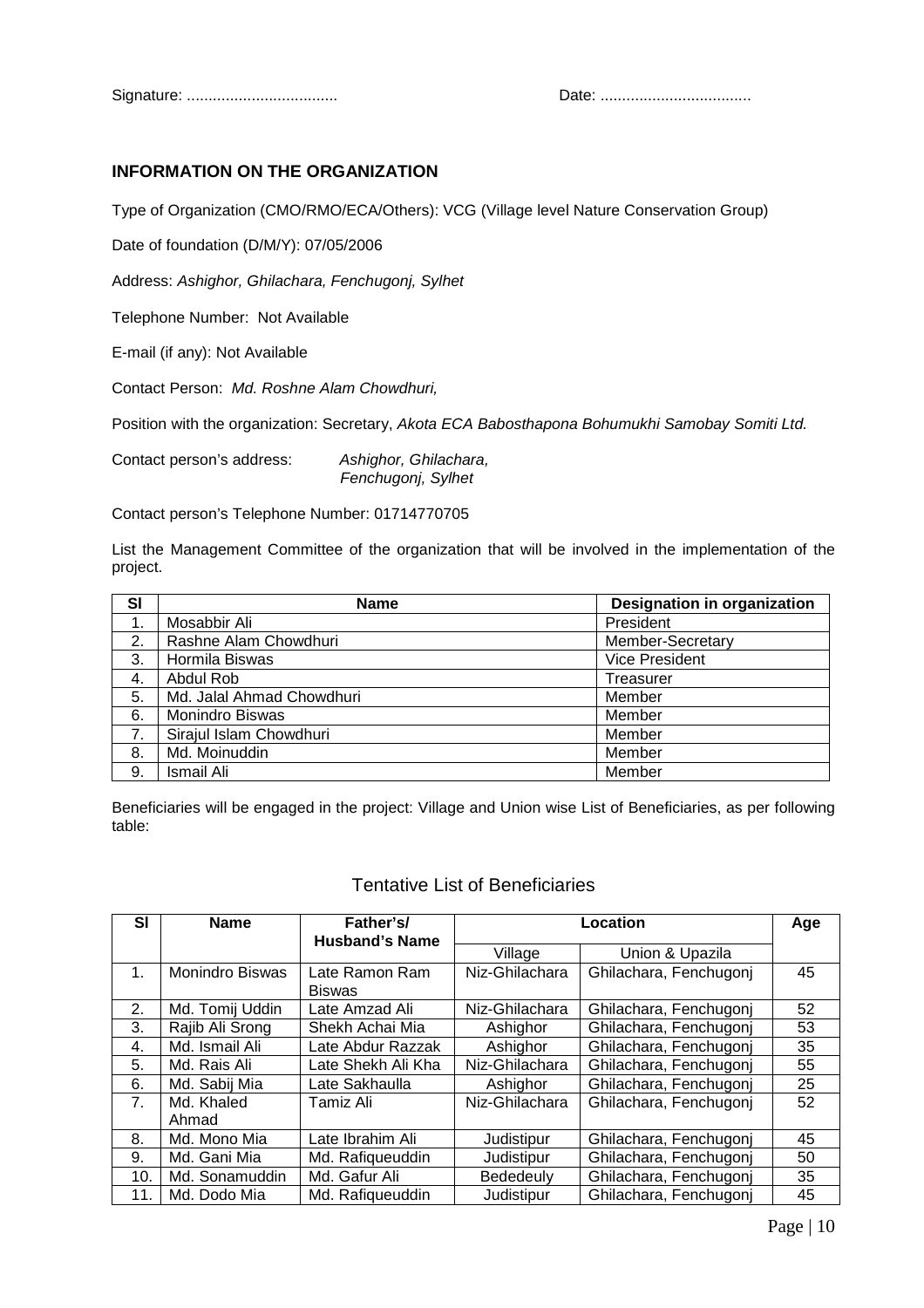Signature: .................................. Date: ..................................

## INFORMATION ON THE ORGANIZATION

Type of Organization (CMO/RMO/ECA/Others): VCG (Village level Nature Conservation Group)

Date of foundation (D/M/Y): 07/05/2006

Address: *Ashighor, Ghilachara, Fenchugonj, Sylhet*

Telephone Number: Not Available

E-mail (if any): Not Available

Contact Person: *Md. Roshne Alam Chowdhuri,*

Position with the organization: Secretary, *Akota ECA Babosthapona Bohumukhi Samobay Somiti Ltd.*

Contact person's address: *Ashighor, Ghilachara, Fenchugonj, Sylhet*

Contact person's Telephone Number: 01714770705

List the Management Committee of the organization that will be involved in the implementation of the project.

| Sl | Name | Designation in organization |
|---|---|---|
| 1. | Mosabbir Ali | President |
| 2. | Rashne Alam Chowdhuri | Member-Secretary |
| 3. | Hormila Biswas | Vice President |
| 4. | Abdul Rob | Treasurer |
| 5. | Md. Jalal Ahmad Chowdhuri | Member |
| 6. | Monindro Biswas | Member |
| 7. | Sirajul Islam Chowdhuri | Member |
| 8. | Md. Moinuddin | Member |
| 9. | Ismail Ali | Member |

Beneficiaries will be engaged in the project: Village and Union wise List of Beneficiaries, as per following table:

### Tentative List of Beneficiaries

| Sl | Name | Father's/ Husband's Name | Location | | Age |
|---|---|---|---|---|---|
| | | | Village | Union & Upazila | |
| 1. | Monindro Biswas | Late Ramon Ram Biswas | Niz-Ghilachara | Ghilachara, Fenchugonj | 45 |
| 2. | Md. Tomij Uddin | Late Amzad Ali | Niz-Ghilachara | Ghilachara, Fenchugonj | 52 |
| 3. | Rajib Ali Srong | Shekh Achai Mia | Ashighor | Ghilachara, Fenchugonj | 53 |
| 4. | Md. Ismail Ali | Late Abdur Razzak | Ashighor | Ghilachara, Fenchugonj | 35 |
| 5. | Md. Rais Ali | Late Shekh Ali Kha | Niz-Ghilachara | Ghilachara, Fenchugonj | 55 |
| 6. | Md. Sabij Mia | Late Sakhaulla | Ashighor | Ghilachara, Fenchugonj | 25 |
| 7. | Md. Khaled Ahmad | Tamiz Ali | Niz-Ghilachara | Ghilachara, Fenchugonj | 52 |
| 8. | Md. Mono Mia | Late Ibrahim Ali | Judistipur | Ghilachara, Fenchugonj | 45 |
| 9. | Md. Gani Mia | Md. Rafiqueuddin | Judistipur | Ghilachara, Fenchugonj | 50 |
| 10. | Md. Sonamuddin | Md. Gafur Ali | Bededeuly | Ghilachara, Fenchugonj | 35 |
| 11. | Md. Dodo Mia | Md. Rafiqueuddin | Judistipur | Ghilachara, Fenchugonj | 45 |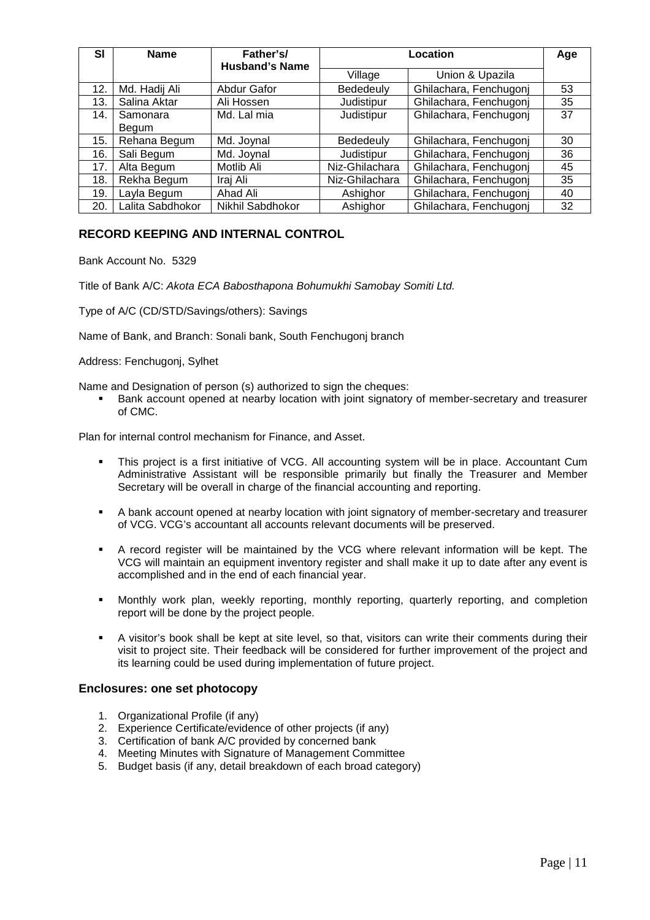| Sl | Name | Father's/ Husband's Name | Location | | Age |
|---|---|---|---|---|---|
| | | | Village | Union & Upazila | |
| 12. | Md. Hadij Ali | Abdur Gafor | Bededeuly | Ghilachara, Fenchugonj | 53 |
| 13. | Salina Aktar | Ali Hossen | Judistipur | Ghilachara, Fenchugonj | 35 |
| 14. | Samonara Begum | Md. Lal mia | Judistipur | Ghilachara, Fenchugonj | 37 |
| 15. | Rehana Begum | Md. Joynal | Bededeuly | Ghilachara, Fenchugonj | 30 |
| 16. | Sali Begum | Md. Joynal | Judistipur | Ghilachara, Fenchugonj | 36 |
| 17. | Alta Begum | Motlib Ali | Niz-Ghilachara | Ghilachara, Fenchugonj | 45 |
| 18. | Rekha Begum | Iraj Ali | Niz-Ghilachara | Ghilachara, Fenchugonj | 35 |
| 19. | Layla Begum | Ahad Ali | Ashighor | Ghilachara, Fenchugonj | 40 |
| 20. | Lalita Sabdhokor | Nikhil Sabdhokor | Ashighor | Ghilachara, Fenchugonj | 32 |

## RECORD KEEPING AND INTERNAL CONTROL

Bank Account No. 5329

Title of Bank A/C: *Akota ECA Babosthapona Bohumukhi Samobay Somiti Ltd.*

Type of A/C (CD/STD/Savings/others): Savings

Name of Bank, and Branch: Sonali bank, South Fenchugonj branch

Address: Fenchugonj, Sylhet

Name and Designation of person (s) authorized to sign the cheques:

- Bank account opened at nearby location with joint signatory of member-secretary and treasurer of CMC.

Plan for internal control mechanism for Finance, and Asset.

- This project is a first initiative of VCG. All accounting system will be in place. Accountant Cum Administrative Assistant will be responsible primarily but finally the Treasurer and Member Secretary will be overall in charge of the financial accounting and reporting.
- A bank account opened at nearby location with joint signatory of member-secretary and treasurer of VCG. VCG's accountant all accounts relevant documents will be preserved.
- A record register will be maintained by the VCG where relevant information will be kept. The VCG will maintain an equipment inventory register and shall make it up to date after any event is accomplished and in the end of each financial year.
- Monthly work plan, weekly reporting, monthly reporting, quarterly reporting, and completion report will be done by the project people.
- A visitor's book shall be kept at site level, so that, visitors can write their comments during their visit to project site. Their feedback will be considered for further improvement of the project and its learning could be used during implementation of future project.

### Enclosures: one set photocopy

1. Organizational Profile (if any)
2. Experience Certificate/evidence of other projects (if any)
3. Certification of bank A/C provided by concerned bank
4. Meeting Minutes with Signature of Management Committee
5. Budget basis (if any, detail breakdown of each broad category)